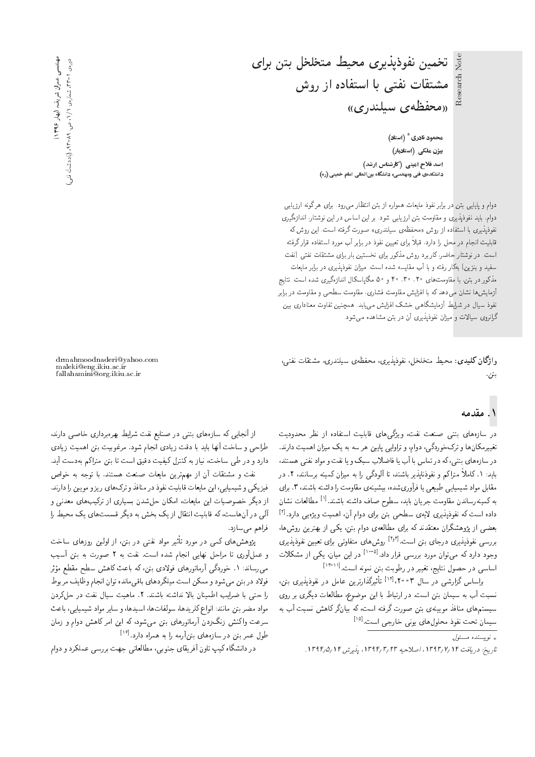Research Note

# تخمین نفوذپذیری محیط متخلخل بتن برای مشتقات نفتی با استفاده از روش «محفظه‌ی سیلندری»

**محمود نادری** * (استاد)
**بیژن ملکی** (استادیار)
**اسد فلاح امینی** (کارشناس ارشد)
دانشکده‌ی فنی ومهندسی، دانشگاه بین‌المللی امام خمینی (ره)

دوام و پایایی بتن در برابر نفوذ مایعات همواره از بتن انتظار می‌رود. برای هرگونه ارزیابی دوام، باید نفوذپذیری و مقاومت بتن ارزیابی شود. بر این اساس در این نوشتار، اندازه‌گیری نفوذپذیری با استفاده از روش «محفظه‌ی سیلندری» صورت گرفته است. این روش که قابلیت انجام در محل را دارد، قبلاً برای تعیین نفوذ در برابر آب مورد استفاده قرار گرفته است. در نوشتار حاضر، کاربرد روش مذکور برای نخستین بار برای مشتقات نفتی (نفت سفید و بنزین) به‌کار رفته و با آب مقایسه شده است. میزان نفوذپذیری در برابر مایعات مذکور در بتن، با مقاومت‌های ۲۰، ۳۰، ۴۰ و ۵۰ مگاپاسکال اندازه‌گیری شده است. نتایج آزمایش‌ها نشان می‌دهد که با افزایش مقاومت فشاری، مقاومت سطحی و مقاومت در برابر نفوذ سیال در شرایط آزمایشگاهی خشک افزایش می‌یابد. همچنین تفاوت معناداری بین گرانروی سیالات و میزان نفوذپذیری آن در بتن مشاهده می‌شود.

**واژگان کلیدی:** محیط متخلخل، نفوذپذیری، محفظه‌ی سیلندری، مشتقات نفتی، بتن.

drmahmoodnaderi@yahoo.com
maleki@eng.ikiu.ac.ir
fallahamini@org.ikiu.ac.ir

## ۱. مقدمه

در سازه‌های بتنی صنعت نفت، ویژگی‌های قابلیت استفاده از نظر محدودیت تغییرمکان‌ها و ترک‌خوردگی، دوام، و تراوایی پایین هر سه به یک میزان اهمیت دارند. در سازه‌های بتنی، که در تماس با آب یا فاضلاب سبک و یا نفت و مواد نفتی هستند، باید: ۱. کاملاً متراکم و نفوذناپذیر باشند، تا آلودگی را به میزان کمینه برسانند، ۲. در مقابل مواد شیمیایی طبیعی یا فرآوری‌شده، بیشینه‌ی مقاومت را داشته باشند، ۳. برای به کمینه‌رساندن مقاومت جریان باید، سطوح صاف داشته باشند.[1] مطالعات نشان داده است که نفوذپذیری لایه‌ی سطحی بتن برای دوام آن، اهمیت ویژه‌یی دارد.[2] بعضی از پژوهشگران معتقدند که برای مطالعه‌ی دوام بتن، یکی از بهترین روش‌ها، بررسی نفوذپذیری درجه‌ای بتن است.[3,4] روش‌های متفاوتی برای تعیین نفوذپذیری وجود دارد که می‌توان مورد بررسی قرار داد.[5-10] در این میان، یکی از مشکلات اساسی در حصول نتایج، تغییر در رطوبت بتن نمونه است.[11-13]

براساس گزارشی در سال ۲۰۰۳،[14] تأثیرگذارترین عامل در نفوذپذیری بتن، نسبت آب به سیمان بتن است. در ارتباط با این موضوع، مطالعات دیگری بر روی سیستم‌های منافذ مویینه‌ی بتن صورت گرفته است، که بیانگر کاهش نسبت آب به سیمان تحت نفوذ محلول‌های یونی خارجی است.[15]

از آنجایی که سازه‌های بتنی در صنایع نفت شرایط بهره‌برداری خاصی دارند، طراحی و ساخت آنها باید با دقت زیادی انجام شود. مرغوبیت بتن اهمیت زیادی دارد و در طی ساخت، نیاز به کنترل کیفیت دقیق است تا بتن متراکم به‌دست آید.

نفت و مشتقات آن از مهم‌ترین مایعات صنعت هستند. با توجه به خواص فیزیکی و شیمیایی، این مایعات قابلیت نفوذ در منافذ و ترک‌های ریز و مویین را دارند. از دیگر خصوصیات این مایعات، امکان حل‌شدن بسیاری از ترکیب‌های معدنی و آلی در آن‌هاست، که قابلیت انتقال از یک بخش به دیگر قسمت‌های یک محیط را فراهم می‌سازد.

پژوهش‌های کمی در مورد تأثیر مواد نفتی در بتن، از اولین روزهای ساخت و عمل‌آوری تا مراحل نهایی انجام شده است. نفت به ۲ صورت به بتن آسیب می‌رساند: ۱. خوردگی آرماتورهای فولادی بتن، که باعث کاهش سطح مقطع مؤثر فولاد در بتن می‌شود و ممکن است میلگردهای باقی‌مانده توان انجام وظایف مربوط را حتی با ضرایب اطمینان بالا نداشته باشند. ۲. ماهیت سیال نفت در حل‌کردن مواد مضر بتن مانند: انواع کلریدها، سولفات‌ها، اسیدها، و سایر مواد شیمیایی، باعث سرعت واکنش زنگ‌زدن آرماتورهای بتن می‌شود، که این امر کاهش دوام و زمان طول عمر بتن در سازه‌های بتن‌آرمه را به همراه دارد.[16]

در دانشگاه کیپ تاون آفریقای جنوبی، مطالعاتی جهت بررسی عملکرد و دوام

---

\* نویسنده مسئول

تاریخ: دریافت ۱۳۹۳/۷/۱۴، اصلاحیه ۱۳۹۴/۳/۲۳، پذیرش ۱۳۹۴/۵/۱۴.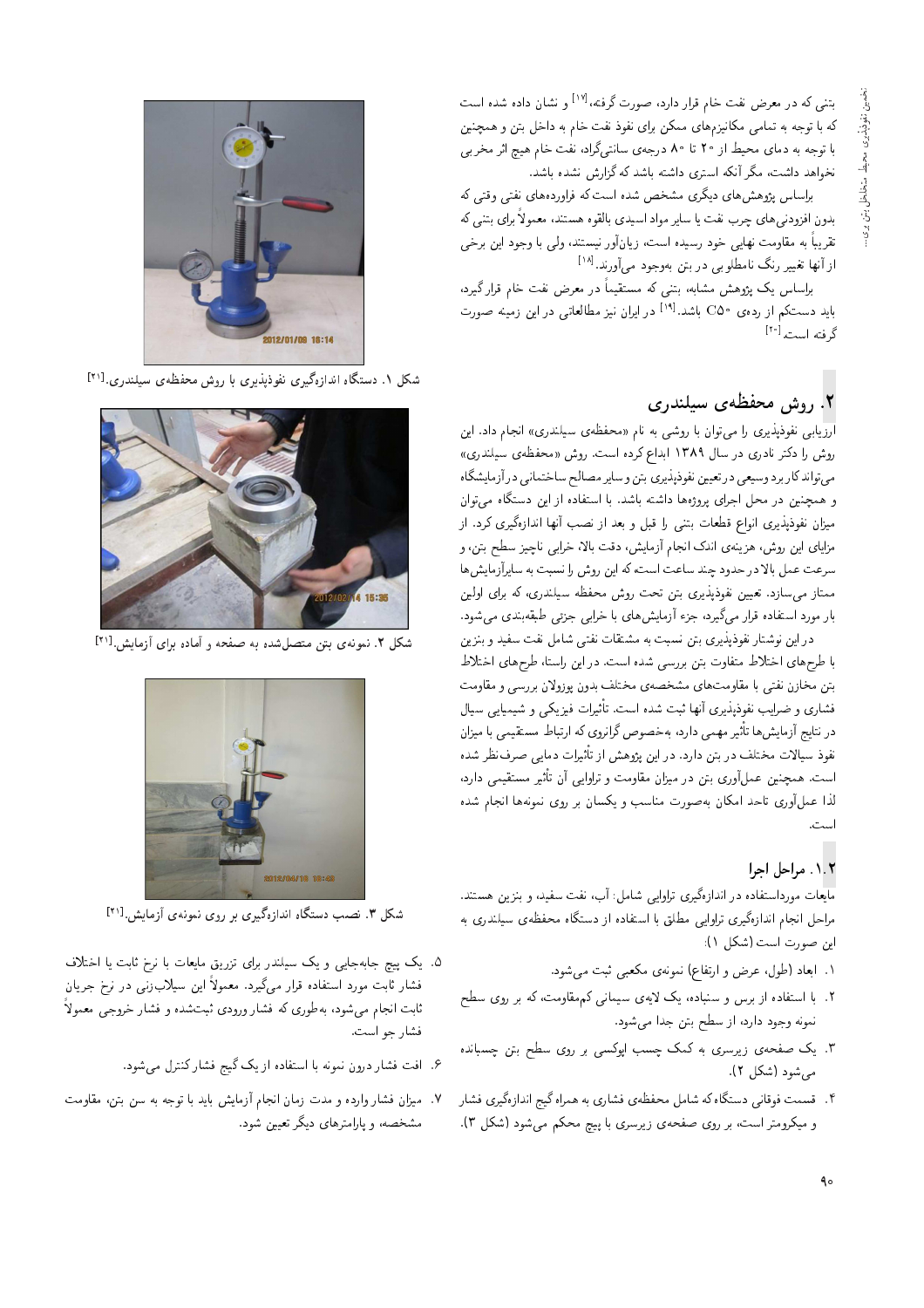بتنی که در معرض نفت خام قرار دارد، صورت گرفته،[۱۷] و نشان داده شده است که با توجه به تمامی مکانیزم‌های ممکن برای نفوذ نفت خام به داخل بتن و همچنین با توجه به دمای محیط از ۲۰ تا ۸۰ درجه‌ی سانتی‌گراد، نفت خام هیچ اثر مخربی نخواهد داشت، مگر آنکه استری داشته باشد که گزارش نشده باشد.

براساس پژوهش‌های دیگری مشخص شده است که فراورده‌های نفتی وقتی که بدون افزودنی‌های چرب نفت یا سایر مواد اسیدی بالقوه هستند، معمولاً برای بتنی که تقریباً به مقاومت نهایی خود رسیده است، زیان‌آور نیستند، ولی با وجود این برخی از آنها تغییر رنگ نامطلوبی در بتن به‌وجود می‌آورند.[۱۸]

براساس یک پژوهش مشابه، بتنی که مستقیماً در معرض نفت خام قرار گیرد، باید دستکم از رده‌ی C۵۰ باشد.[۱۹] در ایران نیز مطالعاتی در این زمینه صورت گرفته است.[۲۰]

## ۲. روش محفظه‌ی سیلندری

ارزیابی نفوذپذیری را می‌توان با روشی به نام «محفظه‌ی سیلندری» انجام داد. این روش را دکتر نادری در سال ۱۳۸۹ ابداع کرده است. روش «محفظه‌ی سیلندری» می‌تواند کاربرد وسیعی در تعیین نفوذپذیری بتن و سایر مصالح ساختمانی در آزمایشگاه و همچنین در محل اجرای پروژه‌ها داشته باشد. با استفاده از این دستگاه می‌توان میزان نفوذپذیری انواع قطعات بتنی را قبل و بعد از نصب آنها اندازه‌گیری کرد. از مزایای این روش، هزینه‌ی اندک انجام آزمایش، دقت بالا، خرابی ناچیز سطح بتن، و سرعت عمل بالا در حدود چند ساعت است، که این روش را نسبت به سایرآزمایش‌ها ممتاز می‌سازد. تعیین نفوذپذیری بتن تحت روش محفظه سیلندری، که برای اولین بار مورد استفاده قرار می‌گیرد، جزء آزمایش‌های با خرابی جزئی طبقه‌بندی می‌شود.

در این نوشتار نفوذپذیری بتن نسبت به مشتقات نفتی شامل نفت سفید و بنزین با طرح‌های اختلاط متفاوت بتن بررسی شده است. در این راستا، طرح‌های اختلاط بتن مخازن نفتی با مقاومت‌های مشخصه‌ی مختلف بدون پوزولان بررسی و مقاومت فشاری و ضرایب نفوذپذیری آنها ثبت شده است. تأثیرات فیزیکی و شیمیایی سیال در نتایج آزمایش‌ها تأثیر مهمی دارد، به‌خصوص گرانروی که ارتباط مستقیمی با میزان نفوذ سیالات مختلف در بتن دارد. در این پژوهش از تأثیرات دمایی صرف‌نظر شده است. همچنین عمل‌آوری بتن در میزان مقاومت و تراوایی آن تأثیر مستقیمی دارد، لذا عمل‌آوری تاحد امکان به‌صورت مناسب و یکسان بر روی نمونه‌ها انجام شده است.

### ۱.۲. مراحل اجرا

مایعات مورداستفاده در اندازه‌گیری تراوایی شامل: آب، نفت سفید، و بنزین هستند. مراحل انجام اندازه‌گیری تراوایی مطابق با استفاده از دستگاه محفظه‌ی سیلندری به این صورت است (شکل ۱):

۱. ابعاد (طول، عرض و ارتفاع) نمونه‌ی مکعبی ثبت می‌شود.

۲. با استفاده از برس و سنباده، یک لایه‌ی سیمانی کم‌مقاومت، که بر روی سطح نمونه وجود دارد، از سطح بتن جدا می‌شود.

۳. یک صفحه‌ی زیرسری به کمک چسب اپوکسی بر روی سطح بتن چسبانده می‌شود (شکل ۲).

۴. قسمت فوقانی دستگاه که شامل محفظه‌ی فشاری به همراه گیج اندازه‌گیری فشار و میکرومتر است، بر روی صفحه‌ی زیرسری با پیچ محکم می‌شود (شکل ۳).

۵. یک پیچ جابه‌جایی و یک سیلندر برای تزریق مایعات با نرخ ثابت یا اختلاف فشار ثابت مورد استفاده قرار می‌گیرد. معمولاً این سیلاب‌زنی در نرخ جریان ثابت انجام می‌شود، به‌طوری که فشار ورودی ثبت‌شده و فشار خروجی معمولاً فشار جو است.

۶. افت فشار درون نمونه با استفاده از یک گیج فشار کنترل می‌شود.

۷. میزان فشار وارده و مدت زمان انجام آزمایش باید با توجه به سن بتن، مقاومت مشخصه، و پارامترهای دیگر تعیین شود.

شکل ۱. دستگاه اندازه‌گیری نفوذپذیری با روش محفظه‌ی سیلندری.[۲۱]

شکل ۲. نمونه‌ی بتن متصل‌شده به صفحه و آماده برای آزمایش.[۲۱]

شکل ۳. نصب دستگاه اندازه‌گیری بر روی نمونه‌ی آزمایش.[۲۱]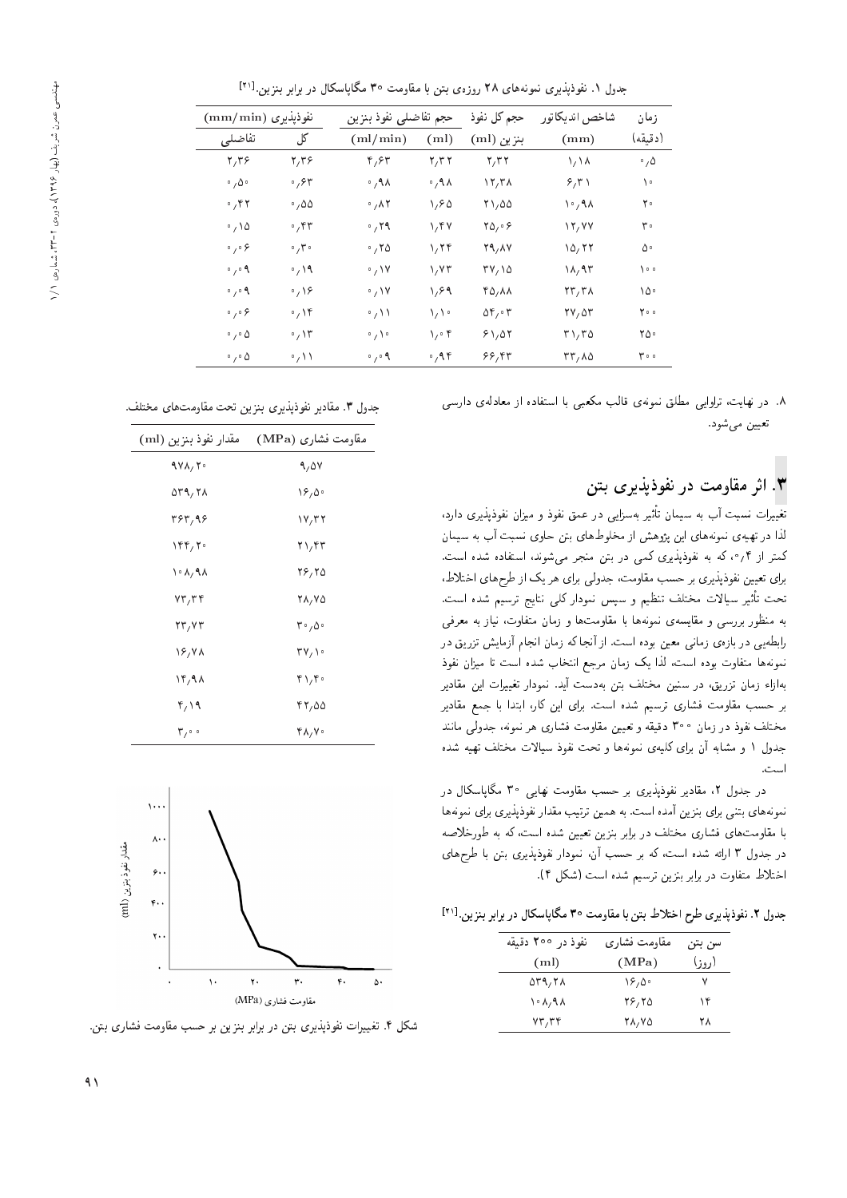جدول ۱. نفوذپذیری نمونه‌های ۲۸ روزه‌ی بتن با مقاومت ۳۰ مگاپاسکال در برابر بنزین.[21]

| زمان (دقیقه) | شاخص اندیکاتور (mm) | حجم کل نفوذ بنزین (ml) | حجم تفاضلی نفوذ بنزین (ml) | حجم تفاضلی نفوذ بنزین (ml/min) | نفوذپذیری (mm/min) کل | نفوذپذیری (mm/min) تفاضلی |
|---|---|---|---|---|---|---|
| ۰٫۵ | ۱٫۱۸ | ۲٫۳۲ | ۲٫۳۲ | ۴٫۶۳ | ۲٫۳۶ | ۲٫۳۶ |
| ۱۰ | ۶٫۳۱ | ۱۲٫۳۸ | ۰٫۹۸ | ۰٫۹۸ | ۰٫۶۳ | ۰٫۵۰ |
| ۲۰ | ۱۰٫۹۸ | ۲۱٫۵۵ | ۱٫۶۵ | ۰٫۸۲ | ۰٫۵۵ | ۰٫۴۲ |
| ۳۰ | ۱۲٫۷۷ | ۲۵٫۰۶ | ۱٫۴۷ | ۰٫۲۹ | ۰٫۴۳ | ۰٫۱۵ |
| ۵۰ | ۱۵٫۲۲ | ۲۹٫۸۷ | ۱٫۲۴ | ۰٫۲۵ | ۰٫۳۰ | ۰٫۰۶ |
| ۱۰۰ | ۱۸٫۹۳ | ۳۷٫۱۵ | ۱٫۷۳ | ۰٫۱۷ | ۰٫۱۹ | ۰٫۰۹ |
| ۱۵۰ | ۲۳٫۳۸ | ۴۵٫۸۸ | ۱٫۶۹ | ۰٫۱۷ | ۰٫۱۶ | ۰٫۰۹ |
| ۲۰۰ | ۲۷٫۵۳ | ۵۴٫۰۳ | ۱٫۱۰ | ۰٫۱۱ | ۰٫۱۴ | ۰٫۰۶ |
| ۲۵۰ | ۳۱٫۳۵ | ۶۱٫۵۲ | ۱٫۰۴ | ۰٫۱۰ | ۰٫۱۳ | ۰٫۰۵ |
| ۳۰۰ | ۳۳٫۸۵ | ۶۶٫۴۳ | ۰٫۹۴ | ۰٫۰۹ | ۰٫۱۱ | ۰٫۰۵ |

۸. در نهایت، تراوایی مطلق نمونه‌ی قالب مکعبی با استفاده از معادله‌ی دارسی تعیین می‌شود.

## ۳. اثر مقاومت در نفوذپذیری بتن

تغییرات نسبت آب به سیمان تأثیر به‌سزایی در عمق نفوذ و میزان نفوذپذیری دارد، لذا در تهیه‌ی نمونه‌های این پژوهش از مخلوط‌های بتن حاوی نسبت آب به سیمان کمتر از ۰٫۴، که به نفوذپذیری کمی در بتن منجر می‌شوند، استفاده شده است. برای تعیین نفوذپذیری بر حسب مقاومت، جدولی برای هر یک از طرح‌های اختلاط، تحت تأثیر سیالات مختلف تنظیم و سپس نمودار کلی نتایج ترسیم شده است. به منظور بررسی و مقایسه‌ی نمونه‌ها با مقاومت‌ها و زمان متفاوت، نیاز به معرفی رابطه‌یی در بازه‌ی زمانی معین بوده است. از آنجا که زمان انجام آزمایش تزریق در نمونه‌ها متفاوت بوده است، لذا یک زمان مرجع انتخاب شده است تا میزان نفوذ به‌ازاء زمان تزریق، در سنین مختلف بتن به‌دست آید. نمودار تغییرات این مقادیر بر حسب مقاومت فشاری ترسیم شده است. برای این کار، ابتدا با جمع مقادیر مختلف نفوذ در زمان ۳۰۰ دقیقه و تعیین مقاومت فشاری هر نمونه، جدولی مانند جدول ۱ و مشابه آن برای کلیه‌ی نمونه‌ها و تحت نفوذ سیالات مختلف تهیه شده است.

در جدول ۲، مقادیر نفوذپذیری بر حسب مقاومت نهایی ۳۰ مگاپاسکال در نمونه‌های بتنی برای بنزین آمده است. به همین ترتیب مقدار نفوذپذیری برای نمونه‌ها با مقاومت‌های فشاری مختلف در برابر بنزین تعیین شده است، که به طورخلاصه در جدول ۳ ارائه شده است، که بر حسب آن، نمودار نفوذپذیری بتن با طرح‌های اختلاط متفاوت در برابر بنزین ترسیم شده است (شکل ۴).

جدول ۲. نفوذپذیری طرح اختلاط بتن با مقاومت ۳۰ مگاپاسکال در برابر بنزین.[21]

| سن بتن (روز) | مقاومت فشاری (MPa) | نفوذ در ۳۰۰ دقیقه (ml) |
|---|---|---|
| ۷ | ۱۶٫۵۰ | ۵۳۹٫۲۸ |
| ۱۴ | ۲۶٫۲۵ | ۱۰۸٫۹۸ |
| ۲۸ | ۲۸٫۷۵ | ۷۳٫۳۴ |

جدول ۳. مقادیر نفوذپذیری بنزین تحت مقاومت‌های مختلف.

| مقاومت فشاری (MPa) | مقدار نفوذ بنزین (ml) |
|---|---|
| ۹٫۵۷ | ۹۷۸٫۲۰ |
| ۱۶٫۵۰ | ۵۳۹٫۲۸ |
| ۱۷٫۳۲ | ۳۶۳٫۹۶ |
| ۲۱٫۴۳ | ۱۴۴٫۲۰ |
| ۲۶٫۲۵ | ۱۰۸٫۹۸ |
| ۲۸٫۷۵ | ۷۳٫۳۴ |
| ۳۰٫۵۰ | ۲۳٫۷۳ |
| ۳۷٫۱۰ | ۱۶٫۷۸ |
| ۴۱٫۴۰ | ۱۴٫۹۸ |
| ۴۲٫۵۵ | ۴٫۱۹ |
| ۴۸٫۷۰ | ۳٫۰۰ |

شکل ۴. تغییرات نفوذپذیری بتن در برابر بنزین بر حسب مقاومت فشاری بتن.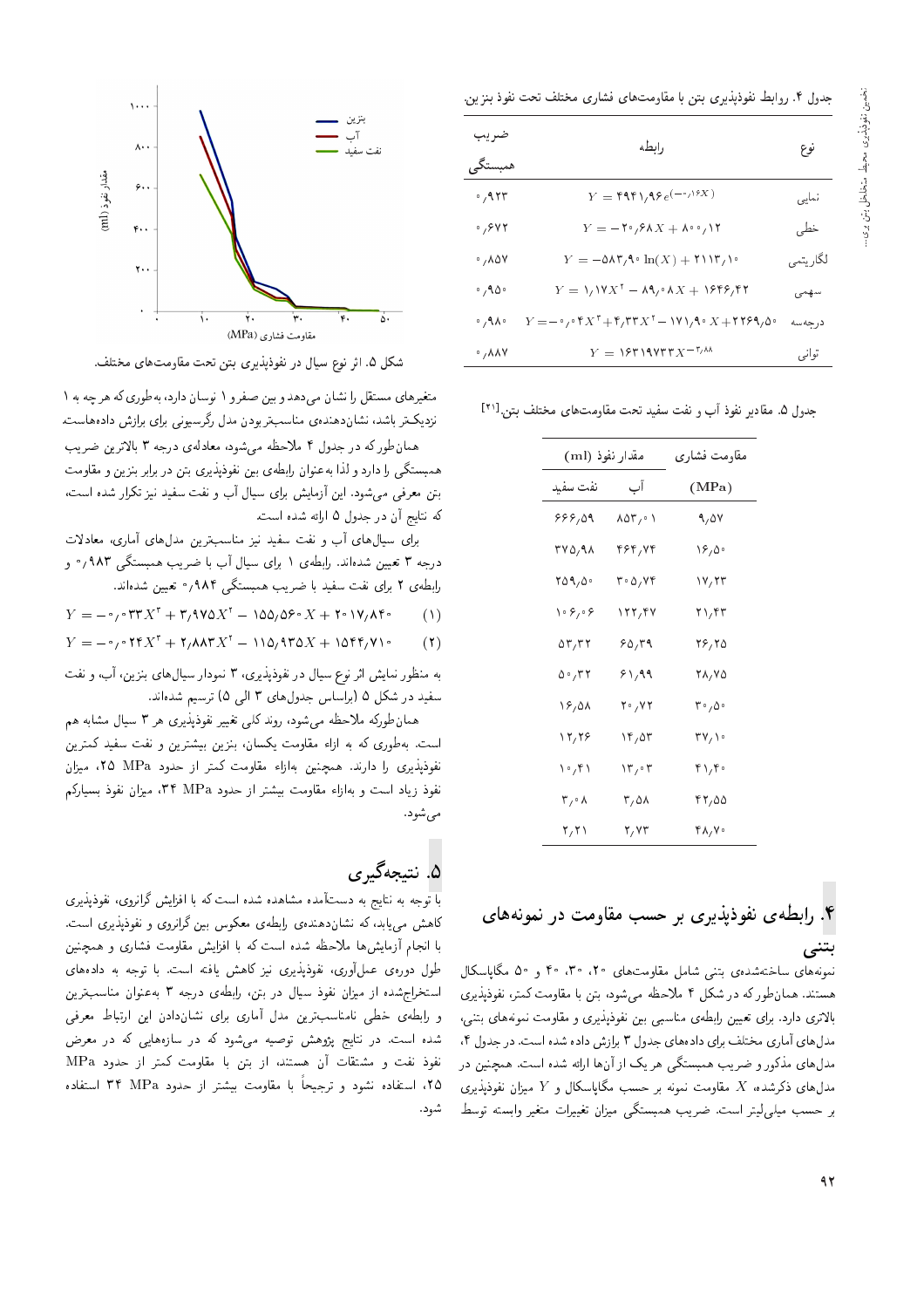جدول ۴. روابط نفوذپذیری بتن با مقاومت‌های فشاری مختلف تحت نفوذ بنزین.

| نوع | رابطه | ضریب همبستگی |
|---|---|---|
| نمایی | $Y = 4941{,}96e^{(-0{,}16X)}$ | ۰٫۹۲۳ |
| خطی | $Y = -20{,}68X + 800{,}12$ | ۰٫۶۷۲ |
| لگاریتمی | $Y = -583{,}90\ln(X) + 2113{,}10$ | ۰٫۸۵۷ |
| سهمی | $Y = 1{,}17X^2 - 89{,}08X + 1646{,}42$ | ۰٫۹۵۰ |
| درجه‌سه | $Y = -0{,}04X^3 + 4{,}33X^2 - 171{,}90X + 2269{,}50$ | ۰٫۹۸۰ |
| توانی | $Y = 1631973X^{-3{,}88}$ | ۰٫۸۸۷ |

جدول ۵. مقادیر نفوذ آب و نفت سفید تحت مقاومت‌های مختلف بتن.[21]

| مقاومت فشاری (MPa) | مقدار نفوذ (ml) | |
|---|---|---|
| | آب | نفت سفید |
| ۹٫۵۷ | ۸۵۳٫۰۱ | ۶۶۶٫۵۹ |
| ۱۶٫۵۰ | ۴۶۴٫۷۴ | ۳۷۵٫۹۸ |
| ۱۷٫۲۳ | ۳۰۵٫۷۴ | ۲۵۹٫۵۰ |
| ۲۱٫۴۳ | ۱۲۲٫۴۷ | ۱۰۶٫۰۶ |
| ۲۶٫۲۵ | ۶۵٫۳۹ | ۵۳٫۳۲ |
| ۲۸٫۷۵ | ۶۱٫۹۹ | ۵۰٫۳۲ |
| ۳۰٫۵۰ | ۲۰٫۷۲ | ۱۶٫۵۸ |
| ۳۷٫۱۰ | ۱۴٫۵۳ | ۱۲٫۲۶ |
| ۴۱٫۴۰ | ۱۳٫۰۳ | ۱۰٫۴۱ |
| ۴۲٫۵۵ | ۳٫۵۸ | ۳٫۰۸ |
| ۴۸٫۷۰ | ۲٫۷۳ | ۲٫۲۱ |

## ۴. رابطه‌ی نفوذپذیری بر حسب مقاومت در نمونه‌های بتنی

نمونه‌های ساخته‌شده‌ی بتنی شامل مقاومت‌های ۲۰، ۳۰، ۴۰ و ۵۰ مگاپاسکال هستند. همان‌طور که در شکل ۴ ملاحظه می‌شود، بتن با مقاومت کمتر، نفوذپذیری بالاتری دارد. برای تعیین رابطه‌ی مناسبی بین نفوذپذیری و مقاومت نمونه‌های بتنی، مدل‌های آماری مختلف برای داده‌های جدول ۳ برازش داده شده است. در جدول ۴، مدل‌های مذکور و ضریب همبستگی هر یک از آن‌ها ارائه شده است. همچنین در مدل‌های ذکرشده، $X$ مقاومت نمونه بر حسب مگاپاسکال و $Y$ میزان نفوذپذیری بر حسب میلی‌لیتر است. ضریب همبستگی میزان تغییرات متغیر وابسته توسط متغیرهای مستقل را نشان می‌دهد و بین صفر و ۱ نوسان دارد، به‌طوری که هر چه به ۱ نزدیک‌تر باشد، نشان‌دهنده‌ی مناسب‌تر بودن مدل رگرسیونی برای برازش داده‌هاست.

همان‌طور که در جدول ۴ ملاحظه می‌شود، معادله‌ی درجه ۳ بالاترین ضریب همبستگی را دارد و لذا به‌عنوان رابطه‌ی بین نفوذپذیری بتن در برابر بنزین و مقاومت بتن معرفی می‌شود. این آزمایش برای سیال آب و نفت سفید نیز تکرار شده است، که نتایج آن در جدول ۵ ارائه شده است.

برای سیال‌های آب و نفت سفید نیز مناسب‌ترین مدل‌های آماری، معادلات درجه ۳ تعیین شده‌اند. رابطه‌ی ۱ برای سیال آب با ضریب همبستگی ۰٫۹۸۳ و رابطه‌ی ۲ برای نفت سفید با ضریب همبستگی ۰٫۹۸۴ تعیین شده‌اند.

$$Y = -0{,}033X^3 + 3{,}975X^2 - 155{,}560X + 2017{,}840 \qquad (1)$$

$$Y = -0{,}024X^3 + 2{,}883X^2 - 115{,}935X + 1544{,}710 \qquad (2)$$

به منظور نمایش اثر نوع سیال در نفوذپذیری، ۳ نمودار سیال‌های بنزین، آب، و نفت سفید در شکل ۵ (براساس جدول‌های ۳ الی ۵) ترسیم شده‌اند.

شکل ۵. اثر نوع سیال در نفوذپذیری بتن تحت مقاومت‌های مختلف.

همان‌طور که ملاحظه می‌شود، روند کلی تغییر نفوذپذیری هر ۳ سیال مشابه هم است. به‌طوری که به ازاء مقاومت یکسان، بنزین بیشترین و نفت سفید کمترین نفوذپذیری را دارند. همچنین به‌ازاء مقاومت کمتر از حدود ۲۵ MPa، میزان نفوذ زیاد است و به‌ازاء مقاومت بیشتر از حدود ۳۴ MPa، میزان نفوذ بسیارکم می‌شود.

## ۵. نتیجه‌گیری

با توجه به نتایج به دست‌آمده مشاهده شده است که با افزایش گرانروی، نفوذپذیری کاهش می‌یابد، که نشان‌دهنده‌ی رابطه‌ی معکوس بین گرانروی و نفوذپذیری است. با انجام آزمایش‌ها ملاحظه شده است که با افزایش مقاومت فشاری و همچنین طول دوره‌ی عمل‌آوری، نفوذپذیری نیز کاهش یافته است. با توجه به داده‌های استخراج‌شده از میزان نفوذ سیال در بتن، رابطه‌ی درجه ۳ به‌عنوان مناسب‌ترین و رابطه‌ی خطی نامناسب‌ترین مدل آماری برای نشان‌دادن این ارتباط معرفی شده است. در نتایج پژوهش توصیه می‌شود که در سازه‌هایی که در معرض نفوذ نفت و مشتقات آن هستند، از بتن با مقاومت کمتر از حدود ۲۵ MPa، استفاده نشود و ترجیحاً با مقاومت بیشتر از حدود ۳۴ MPa استفاده شود.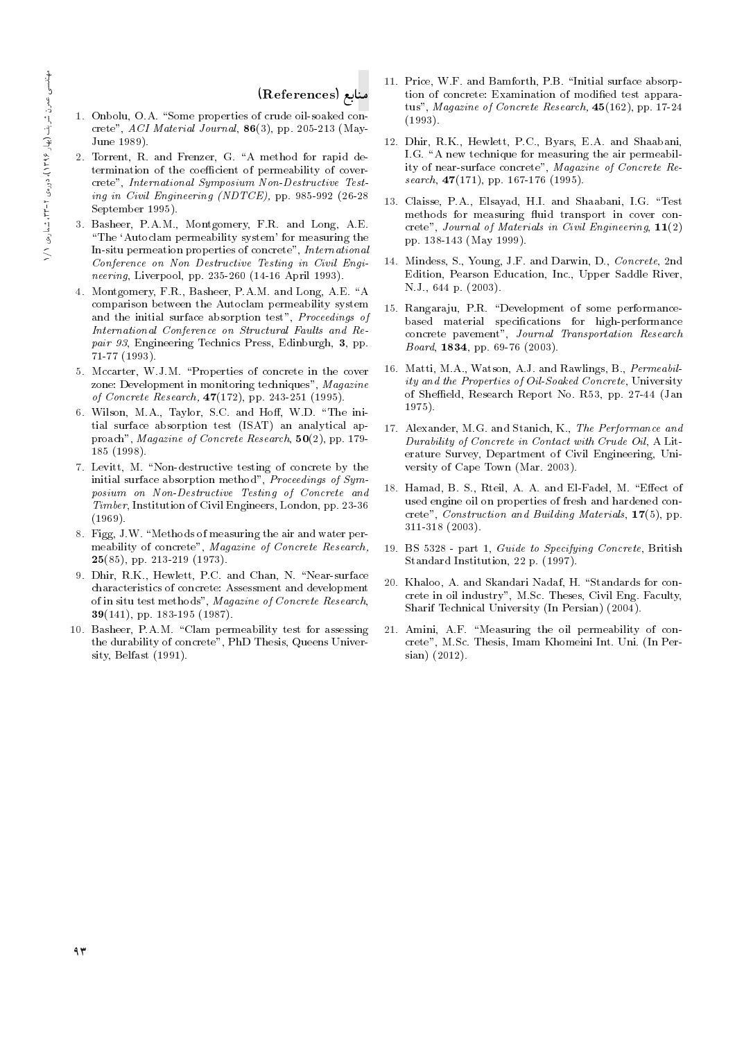## منابع (References)

1. Onbolu, O.A. "Some properties of crude oil-soaked concrete", *ACI Material Journal*, **86**(3), pp. 205-213 (May-June 1989).
2. Torrent, R. and Frenzer, G. "A method for rapid determination of the coefficient of permeability of covercrete", *International Symposium Non-Destructive Testing in Civil Engineering (NDTCE)*, pp. 985-992 (26-28 September 1995).
3. Basheer, P.A.M., Montgomery, F.R. and Long, A.E. "The 'Autoclam permeability system' for measuring the In-situ permeation properties of concrete", *International Conference on Non Destructive Testing in Civil Engineering*, Liverpool, pp. 235-260 (14-16 April 1993).
4. Montgomery, F.R., Basheer, P.A.M. and Long, A.E. "A comparison between the Autoclam permeability system and the initial surface absorption test", *Proceedings of International Conference on Structural Faults and Repair 93*, Engineering Technics Press, Edinburgh, **3**, pp. 71-77 (1993).
5. Mccarter, W.J.M. "Properties of concrete in the cover zone: Development in monitoring techniques", *Magazine of Concrete Research*, **47**(172), pp. 243-251 (1995).
6. Wilson, M.A., Taylor, S.C. and Hoff, W.D. "The initial surface absorption test (ISAT) an analytical approach", *Magazine of Concrete Research*, **50**(2), pp. 179-185 (1998).
7. Levitt, M. "Non-destructive testing of concrete by the initial surface absorption method", *Proceedings of Symposium on Non-Destructive Testing of Concrete and Timber*, Institution of Civil Engineers, London, pp. 23-36 (1969).
8. Figg, J.W. "Methods of measuring the air and water permeability of concrete", *Magazine of Concrete Research*, **25**(85), pp. 213-219 (1973).
9. Dhir, R.K., Hewlett, P.C. and Chan, N. "Near-surface characteristics of concrete: Assessment and development of in situ test methods", *Magazine of Concrete Research*, **39**(141), pp. 183-195 (1987).
10. Basheer, P.A.M. "Clam permeability test for assessing the durability of concrete", PhD Thesis, Queens University, Belfast (1991).
11. Price, W.F. and Bamforth, P.B. "Initial surface absorption of concrete: Examination of modified test apparatus", *Magazine of Concrete Research*, **45**(162), pp. 17-24 (1993).
12. Dhir, R.K., Hewlett, P.C., Byars, E.A. and Shaabani, I.G. "A new technique for measuring the air permeability of near-surface concrete", *Magazine of Concrete Research*, **47**(171), pp. 167-176 (1995).
13. Claisse, P.A., Elsayad, H.I. and Shaabani, I.G. "Test methods for measuring fluid transport in cover concrete", *Journal of Materials in Civil Engineering*, **11**(2) pp. 138-143 (May 1999).
14. Mindess, S., Young, J.F. and Darwin, D., *Concrete*, 2nd Edition, Pearson Education, Inc., Upper Saddle River, N.J., 644 p. (2003).
15. Rangaraju, P.R. "Development of some performance-based material specifications for high-performance concrete pavement", *Journal Transportation Research Board*, **1834**, pp. 69-76 (2003).
16. Matti, M.A., Watson, A.J. and Rawlings, B., *Permeability and the Properties of Oil-Soaked Concrete*, University of Sheffield, Research Report No. R53, pp. 27-44 (Jan 1975).
17. Alexander, M.G. and Stanich, K., *The Performance and Durability of Concrete in Contact with Crude Oil*, A Literature Survey, Department of Civil Engineering, University of Cape Town (Mar. 2003).
18. Hamad, B. S., Rteil, A. A. and El-Fadel, M. "Effect of used engine oil on properties of fresh and hardened concrete", *Construction and Building Materials*, **17**(5), pp. 311-318 (2003).
19. BS 5328 - part 1, *Guide to Specifying Concrete*, British Standard Institution, 22 p. (1997).
20. Khaloo, A. and Skandari Nadaf, H. "Standards for concrete in oil industry", M.Sc. Theses, Civil Eng. Faculty, Sharif Technical University (In Persian) (2004).
21. Amini, A.F. "Measuring the oil permeability of concrete", M.Sc. Thesis, Imam Khomeini Int. Uni. (In Persian) (2012).